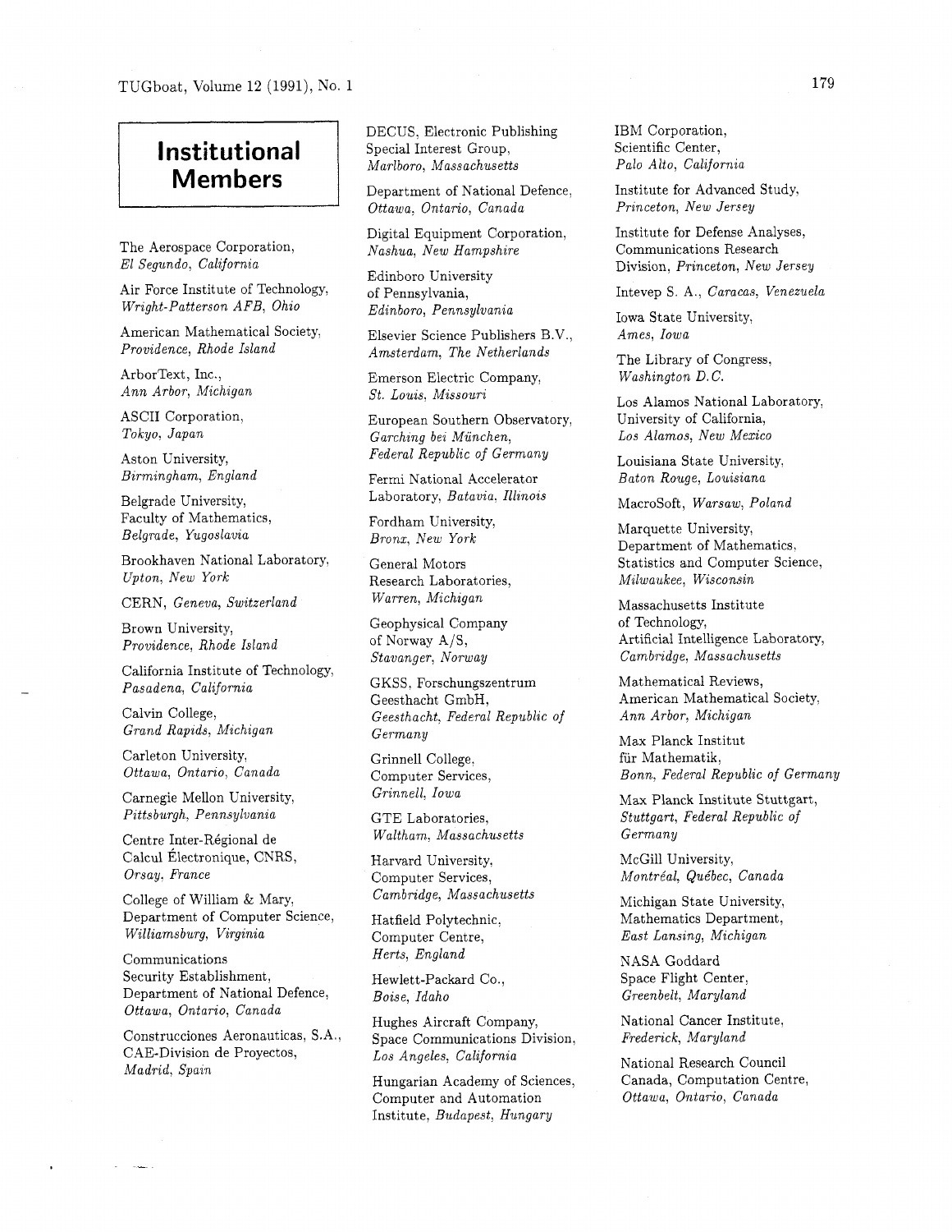# Institutional Members

The Aerospace Corporation,
*El Segundo, California*

Air Force Institute of Technology,
*Wright-Patterson AFB, Ohio*

American Mathematical Society,
*Providence, Rhode Island*

ArborText, Inc.,
*Ann Arbor, Michigan*

ASCII Corporation,
*Tokyo, Japan*

Aston University,
*Birmingham, England*

Belgrade University,
Faculty of Mathematics,
*Belgrade, Yugoslavia*

Brookhaven National Laboratory,
*Upton, New York*

CERN, *Geneva, Switzerland*

Brown University,
*Providence, Rhode Island*

California Institute of Technology,
*Pasadena, California*

Calvin College,
*Grand Rapids, Michigan*

Carleton University,
*Ottawa, Ontario, Canada*

Carnegie Mellon University,
*Pittsburgh, Pennsylvania*

Centre Inter-Régional de
Calcul Électronique, CNRS,
*Orsay, France*

College of William & Mary,
Department of Computer Science,
*Williamsburg, Virginia*

Communications
Security Establishment,
Department of National Defence,
*Ottawa, Ontario, Canada*

Construcciones Aeronauticas, S.A.,
CAE-Division de Proyectos,
*Madrid, Spain*

DECUS, Electronic Publishing
Special Interest Group,
*Marlboro, Massachusetts*

Department of National Defence,
*Ottawa, Ontario, Canada*

Digital Equipment Corporation,
*Nashua, New Hampshire*

Edinboro University
of Pennsylvania,
*Edinboro, Pennsylvania*

Elsevier Science Publishers B.V.,
*Amsterdam, The Netherlands*

Emerson Electric Company,
*St. Louis, Missouri*

European Southern Observatory,
*Garching bei München,
Federal Republic of Germany*

Fermi National Accelerator
Laboratory, *Batavia, Illinois*

Fordham University,
*Bronx, New York*

General Motors
Research Laboratories,
*Warren, Michigan*

Geophysical Company
of Norway A/S,
*Stavanger, Norway*

GKSS, Forschungszentrum
Geesthacht GmbH,
*Geesthacht, Federal Republic of
Germany*

Grinnell College,
Computer Services,
*Grinnell, Iowa*

GTE Laboratories,
*Waltham, Massachusetts*

Harvard University,
Computer Services,
*Cambridge, Massachusetts*

Hatfield Polytechnic,
Computer Centre,
*Herts, England*

Hewlett-Packard Co.,
*Boise, Idaho*

Hughes Aircraft Company,
Space Communications Division,
*Los Angeles, California*

Hungarian Academy of Sciences,
Computer and Automation
Institute, *Budapest, Hungary*

IBM Corporation,
Scientific Center,
*Palo Alto, California*

Institute for Advanced Study,
*Princeton, New Jersey*

Institute for Defense Analyses,
Communications Research
Division, *Princeton, New Jersey*

Intevep S. A., *Caracas, Venezuela*

Iowa State University,
*Ames, Iowa*

The Library of Congress,
*Washington D.C.*

Los Alamos National Laboratory,
University of California,
*Los Alamos, New Mexico*

Louisiana State University,
*Baton Rouge, Louisiana*

MacroSoft, *Warsaw, Poland*

Marquette University,
Department of Mathematics,
Statistics and Computer Science,
*Milwaukee, Wisconsin*

Massachusetts Institute
of Technology,
Artificial Intelligence Laboratory,
*Cambridge, Massachusetts*

Mathematical Reviews,
American Mathematical Society,
*Ann Arbor, Michigan*

Max Planck Institut
für Mathematik,
*Bonn, Federal Republic of Germany*

Max Planck Institute Stuttgart,
*Stuttgart, Federal Republic of
Germany*

McGill University,
*Montréal, Québec, Canada*

Michigan State University,
Mathematics Department,
*East Lansing, Michigan*

NASA Goddard
Space Flight Center,
*Greenbelt, Maryland*

National Cancer Institute,
*Frederick, Maryland*

National Research Council
Canada, Computation Centre,
*Ottawa, Ontario, Canada*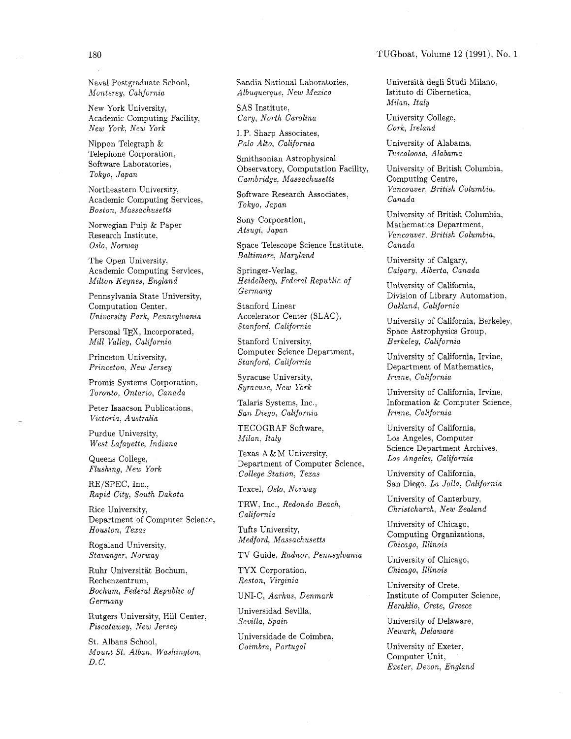Naval Postgraduate School,
*Monterey, California*

New York University,
Academic Computing Facility,
*New York, New York*

Nippon Telegraph &
Telephone Corporation,
Software Laboratories,
*Tokyo, Japan*

Northeastern University,
Academic Computing Services,
*Boston, Massachusetts*

Norwegian Pulp & Paper
Research Institute,
*Oslo, Norway*

The Open University,
Academic Computing Services,
*Milton Keynes, England*

Pennsylvania State University,
Computation Center,
*University Park, Pennsylvania*

Personal TEX, Incorporated,
*Mill Valley, California*

Princeton University,
*Princeton, New Jersey*

Promis Systems Corporation,
*Toronto, Ontario, Canada*

Peter Isaacson Publications,
*Victoria, Australia*

Purdue University,
*West Lafayette, Indiana*

Queens College,
*Flushing, New York*

RE/SPEC, Inc.,
*Rapid City, South Dakota*

Rice University,
Department of Computer Science,
*Houston, Texas*

Rogaland University,
*Stavanger, Norway*

Ruhr Universität Bochum,
Rechenzentrum,
*Bochum, Federal Republic of Germany*

Rutgers University, Hill Center,
*Piscataway, New Jersey*

St. Albans School,
*Mount St. Alban, Washington, D.C.*

Sandia National Laboratories,
*Albuquerque, New Mexico*

SAS Institute,
*Cary, North Carolina*

I. P. Sharp Associates,
*Palo Alto, California*

Smithsonian Astrophysical
Observatory, Computation Facility,
*Cambridge, Massachusetts*

Software Research Associates,
*Tokyo, Japan*

Sony Corporation,
*Atsugi, Japan*

Space Telescope Science Institute,
*Baltimore, Maryland*

Springer-Verlag,
*Heidelberg, Federal Republic of Germany*

Stanford Linear
Accelerator Center (SLAC),
*Stanford, California*

Stanford University,
Computer Science Department,
*Stanford, California*

Syracuse University,
*Syracuse, New York*

Talaris Systems, Inc.,
*San Diego, California*

TECOGRAF Software,
*Milan, Italy*

Texas A & M University,
Department of Computer Science,
*College Station, Texas*

Texcel, *Oslo, Norway*

TRW, Inc., *Redondo Beach, California*

Tufts University,
*Medford, Massachusetts*

TV Guide, *Radnor, Pennsylvania*

TYX Corporation,
*Reston, Virginia*

UNI-C, *Aarhus, Denmark*

Universidad Sevilla,
*Sevilla, Spain*

Universidade de Coimbra,
*Coimbra, Portugal*

Università degli Studi Milano,
Istituto di Cibernetica,
*Milan, Italy*

University College,
*Cork, Ireland*

University of Alabama,
*Tuscaloosa, Alabama*

University of British Columbia,
Computing Centre,
*Vancouver, British Columbia, Canada*

University of British Columbia,
Mathematics Department,
*Vancouver, British Columbia, Canada*

University of Calgary,
*Calgary, Alberta, Canada*

University of California,
Division of Library Automation,
*Oakland, California*

University of California, Berkeley,
Space Astrophysics Group,
*Berkeley, California*

University of California, Irvine,
Department of Mathematics,
*Irvine, California*

University of California, Irvine,
Information & Computer Science,
*Irvine, California*

University of California,
Los Angeles, Computer
Science Department Archives,
*Los Angeles, California*

University of California,
San Diego, *La Jolla, California*

University of Canterbury,
*Christchurch, New Zealand*

University of Chicago,
Computing Organizations,
*Chicago, Illinois*

University of Chicago,
*Chicago, Illinois*

University of Crete,
Institute of Computer Science,
*Heraklio, Crete, Greece*

University of Delaware,
*Newark, Delaware*

University of Exeter,
Computer Unit,
*Exeter, Devon, England*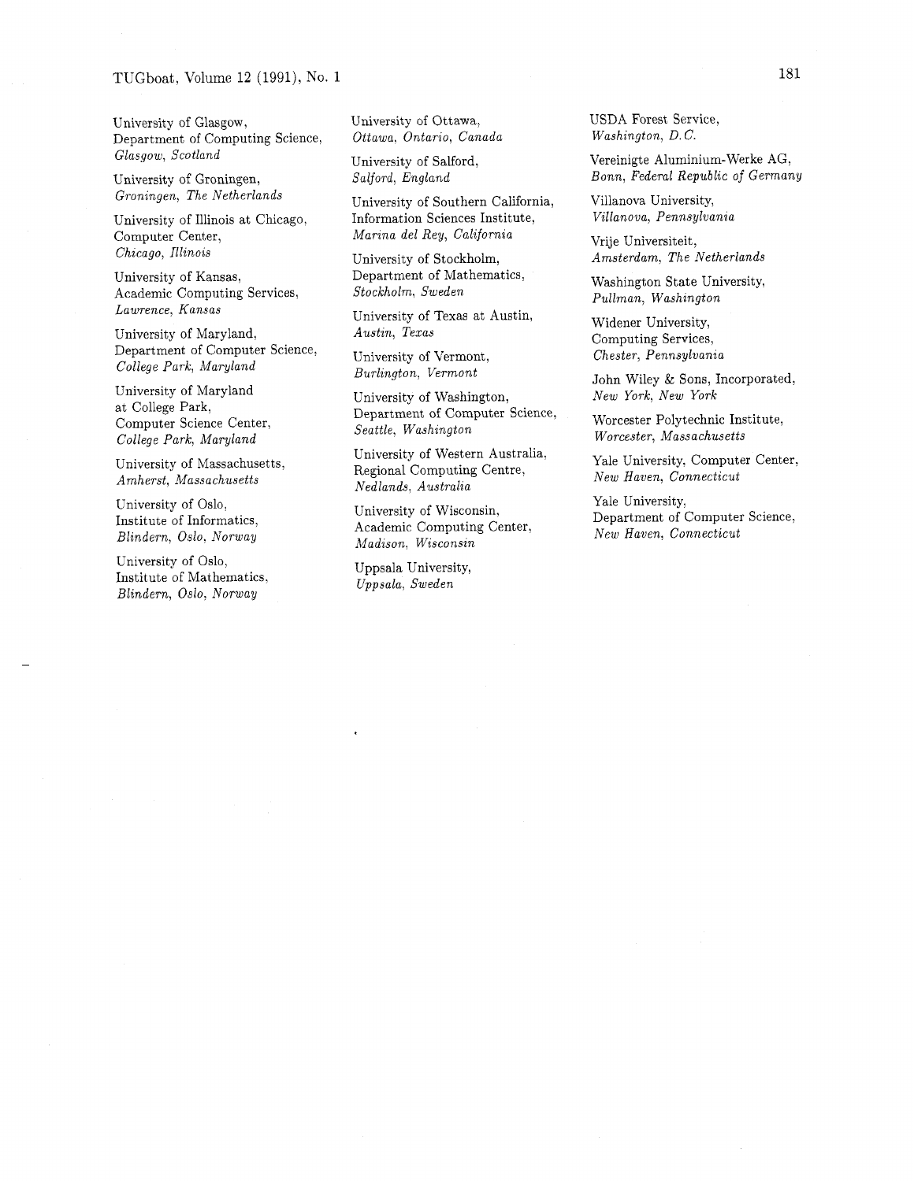University of Glasgow,
Department of Computing Science,
*Glasgow, Scotland*

University of Groningen,
*Groningen, The Netherlands*

University of Illinois at Chicago,
Computer Center,
*Chicago, Illinois*

University of Kansas,
Academic Computing Services,
*Lawrence, Kansas*

University of Maryland,
Department of Computer Science,
*College Park, Maryland*

University of Maryland
at College Park,
Computer Science Center,
*College Park, Maryland*

University of Massachusetts,
*Amherst, Massachusetts*

University of Oslo,
Institute of Informatics,
*Blindern, Oslo, Norway*

University of Oslo,
Institute of Mathematics,
*Blindern, Oslo, Norway*

University of Ottawa,
*Ottawa, Ontario, Canada*

University of Salford,
*Salford, England*

University of Southern California,
Information Sciences Institute,
*Marina del Rey, California*

University of Stockholm,
Department of Mathematics,
*Stockholm, Sweden*

University of Texas at Austin,
*Austin, Texas*

University of Vermont,
*Burlington, Vermont*

University of Washington,
Department of Computer Science,
*Seattle, Washington*

University of Western Australia,
Regional Computing Centre,
*Nedlands, Australia*

University of Wisconsin,
Academic Computing Center,
*Madison, Wisconsin*

Uppsala University,
*Uppsala, Sweden*

USDA Forest Service,
*Washington, D.C.*

Vereinigte Aluminium-Werke AG,
*Bonn, Federal Republic of Germany*

Villanova University,
*Villanova, Pennsylvania*

Vrije Universiteit,
*Amsterdam, The Netherlands*

Washington State University,
*Pullman, Washington*

Widener University,
Computing Services,
*Chester, Pennsylvania*

John Wiley & Sons, Incorporated,
*New York, New York*

Worcester Polytechnic Institute,
*Worcester, Massachusetts*

Yale University, Computer Center,
*New Haven, Connecticut*

Yale University,
Department of Computer Science,
*New Haven, Connecticut*